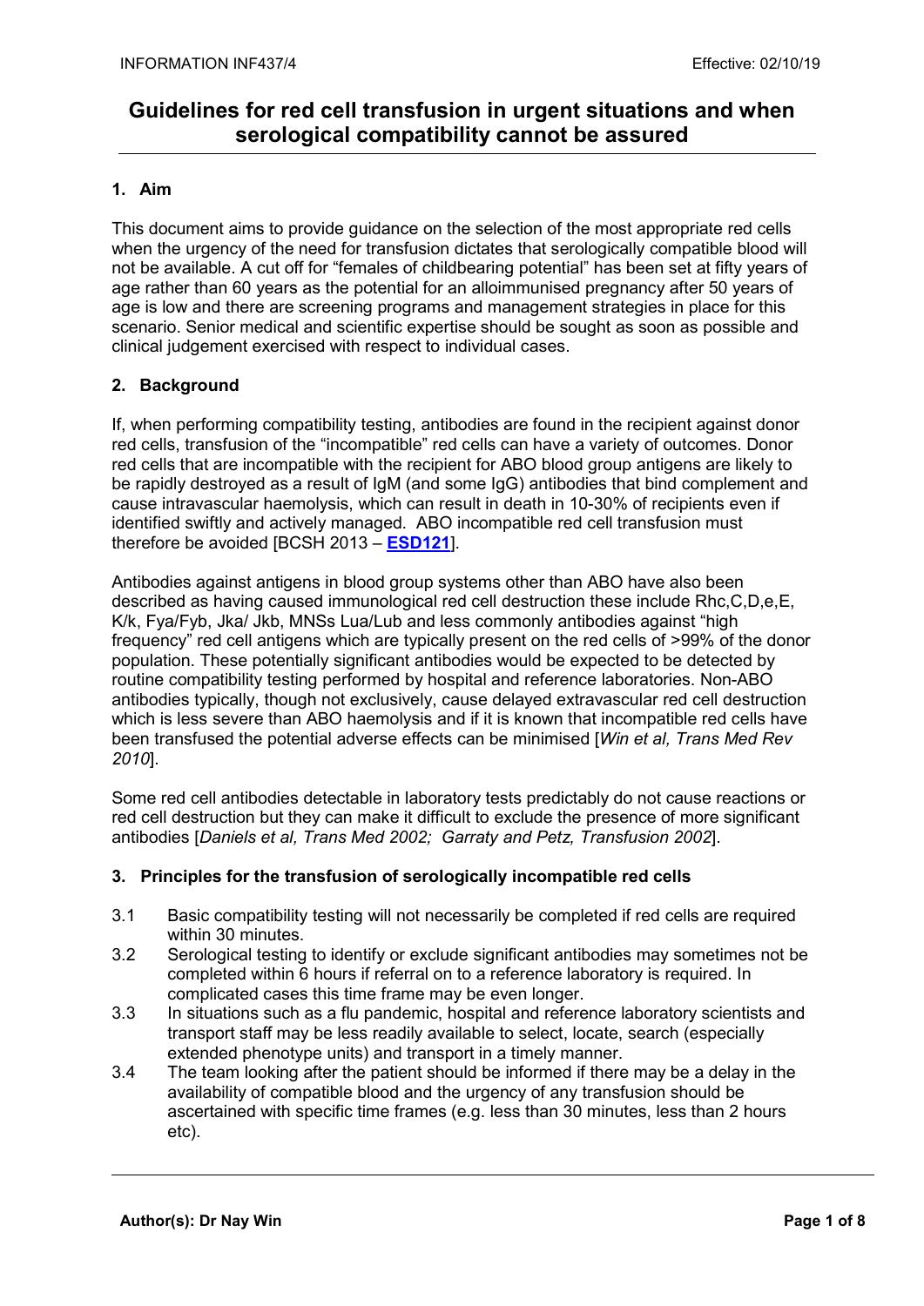# Guidelines for red cell transfusion in urgent situations and when serological compatibility cannot be assured

## 1. Aim

This document aims to provide guidance on the selection of the most appropriate red cells when the urgency of the need for transfusion dictates that serologically compatible blood will not be available. A cut off for "females of childbearing potential" has been set at fifty years of age rather than 60 years as the potential for an alloimmunised pregnancy after 50 years of age is low and there are screening programs and management strategies in place for this scenario. Senior medical and scientific expertise should be sought as soon as possible and clinical judgement exercised with respect to individual cases.

## 2. Background

If, when performing compatibility testing, antibodies are found in the recipient against donor red cells, transfusion of the "incompatible" red cells can have a variety of outcomes. Donor red cells that are incompatible with the recipient for ABO blood group antigens are likely to be rapidly destroyed as a result of IgM (and some IgG) antibodies that bind complement and cause intravascular haemolysis, which can result in death in 10-30% of recipients even if identified swiftly and actively managed. ABO incompatible red cell transfusion must therefore be avoided [BCSH 2013 – **ESD121**].

Antibodies against antigens in blood group systems other than ABO have also been described as having caused immunological red cell destruction these include Rhc,C,D,e,E, K/k, Fya/Fyb, Jka/ Jkb, MNSs Lua/Lub and less commonly antibodies against "high frequency" red cell antigens which are typically present on the red cells of >99% of the donor population. These potentially significant antibodies would be expected to be detected by routine compatibility testing performed by hospital and reference laboratories. Non-ABO antibodies typically, though not exclusively, cause delayed extravascular red cell destruction which is less severe than ABO haemolysis and if it is known that incompatible red cells have been transfused the potential adverse effects can be minimised [*Win et al, Trans Med Rev 2010*].

Some red cell antibodies detectable in laboratory tests predictably do not cause reactions or red cell destruction but they can make it difficult to exclude the presence of more significant antibodies [*Daniels et al, Trans Med 2002; Garraty and Petz, Transfusion 2002*].

## 3. Principles for the transfusion of serologically incompatible red cells

3.1 Basic compatibility testing will not necessarily be completed if red cells are required within 30 minutes.

3.2 Serological testing to identify or exclude significant antibodies may sometimes not be completed within 6 hours if referral on to a reference laboratory is required. In complicated cases this time frame may be even longer.

3.3 In situations such as a flu pandemic, hospital and reference laboratory scientists and transport staff may be less readily available to select, locate, search (especially extended phenotype units) and transport in a timely manner.

3.4 The team looking after the patient should be informed if there may be a delay in the availability of compatible blood and the urgency of any transfusion should be ascertained with specific time frames (e.g. less than 30 minutes, less than 2 hours etc).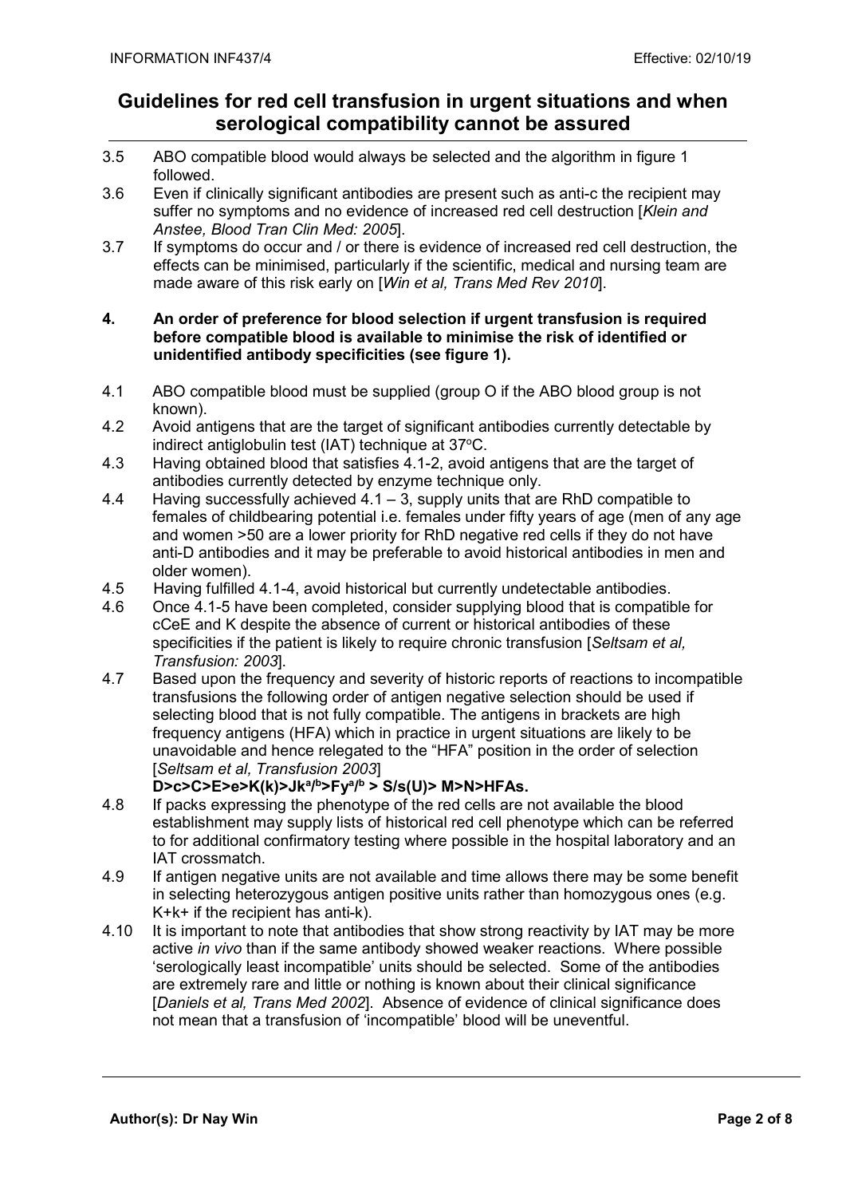3.5 ABO compatible blood would always be selected and the algorithm in figure 1 followed.

3.6 Even if clinically significant antibodies are present such as anti-c the recipient may suffer no symptoms and no evidence of increased red cell destruction [*Klein and Anstee, Blood Tran Clin Med: 2005*].

3.7 If symptoms do occur and / or there is evidence of increased red cell destruction, the effects can be minimised, particularly if the scientific, medical and nursing team are made aware of this risk early on [*Win et al, Trans Med Rev 2010*].

## 4. An order of preference for blood selection if urgent transfusion is required before compatible blood is available to minimise the risk of identified or unidentified antibody specificities (see figure 1).

4.1 ABO compatible blood must be supplied (group O if the ABO blood group is not known).

4.2 Avoid antigens that are the target of significant antibodies currently detectable by indirect antiglobulin test (IAT) technique at 37°C.

4.3 Having obtained blood that satisfies 4.1-2, avoid antigens that are the target of antibodies currently detected by enzyme technique only.

4.4 Having successfully achieved 4.1 – 3, supply units that are RhD compatible to females of childbearing potential i.e. females under fifty years of age (men of any age and women >50 are a lower priority for RhD negative red cells if they do not have anti-D antibodies and it may be preferable to avoid historical antibodies in men and older women).

4.5 Having fulfilled 4.1-4, avoid historical but currently undetectable antibodies.

4.6 Once 4.1-5 have been completed, consider supplying blood that is compatible for cCeE and K despite the absence of current or historical antibodies of these specificities if the patient is likely to require chronic transfusion [*Seltsam et al, Transfusion: 2003*].

4.7 Based upon the frequency and severity of historic reports of reactions to incompatible transfusions the following order of antigen negative selection should be used if selecting blood that is not fully compatible. The antigens in brackets are high frequency antigens (HFA) which in practice in urgent situations are likely to be unavoidable and hence relegated to the "HFA" position in the order of selection [*Seltsam et al, Transfusion 2003*]

**D>c>C>E>e>K(k)>Jk$^{a/b}$>Fy$^{a/b}$ > S/s(U)> M>N>HFAs.**

4.8 If packs expressing the phenotype of the red cells are not available the blood establishment may supply lists of historical red cell phenotype which can be referred to for additional confirmatory testing where possible in the hospital laboratory and an IAT crossmatch.

4.9 If antigen negative units are not available and time allows there may be some benefit in selecting heterozygous antigen positive units rather than homozygous ones (e.g. K+k+ if the recipient has anti-k).

4.10 It is important to note that antibodies that show strong reactivity by IAT may be more active *in vivo* than if the same antibody showed weaker reactions. Where possible 'serologically least incompatible' units should be selected. Some of the antibodies are extremely rare and little or nothing is known about their clinical significance [*Daniels et al, Trans Med 2002*]. Absence of evidence of clinical significance does not mean that a transfusion of 'incompatible' blood will be uneventful.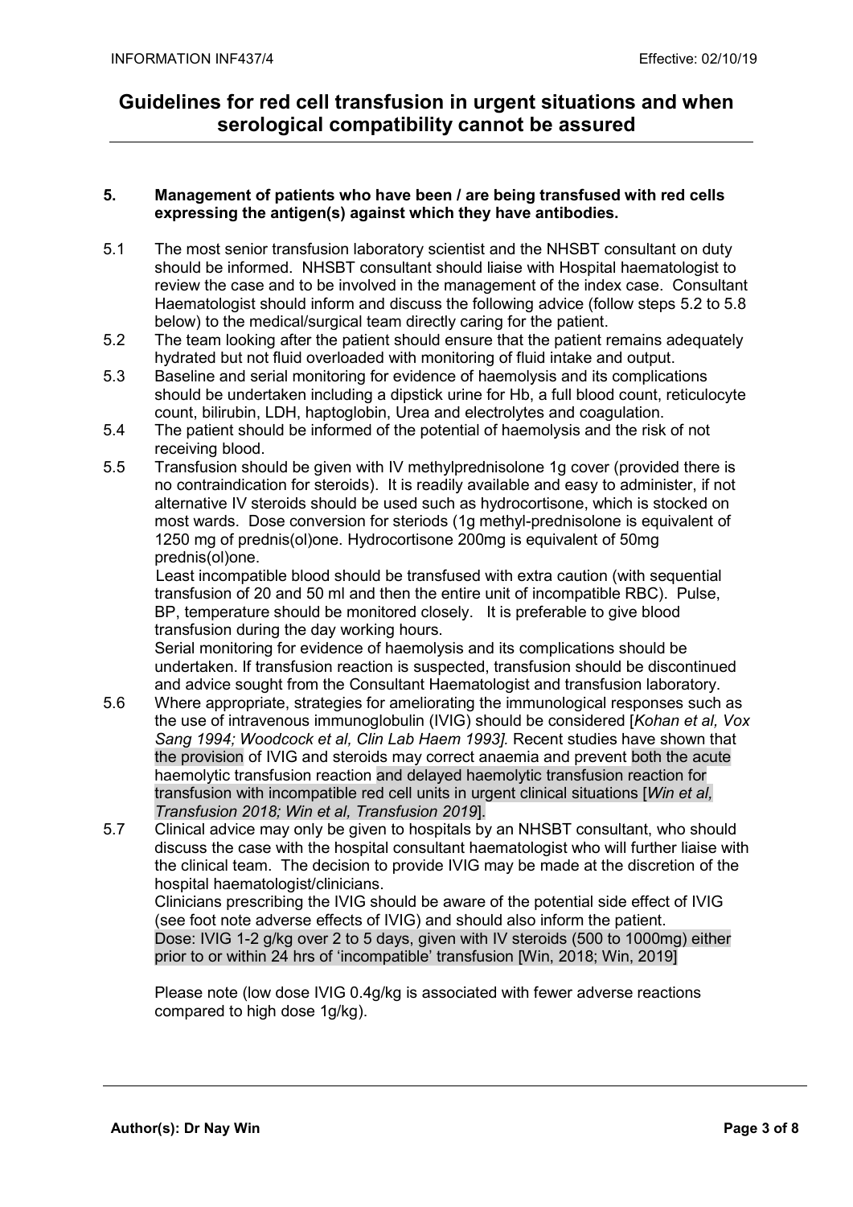# Guidelines for red cell transfusion in urgent situations and when serological compatibility cannot be assured

**5. Management of patients who have been / are being transfused with red cells expressing the antigen(s) against which they have antibodies.**

5.1 The most senior transfusion laboratory scientist and the NHSBT consultant on duty should be informed. NHSBT consultant should liaise with Hospital haematologist to review the case and to be involved in the management of the index case. Consultant Haematologist should inform and discuss the following advice (follow steps 5.2 to 5.8 below) to the medical/surgical team directly caring for the patient.

5.2 The team looking after the patient should ensure that the patient remains adequately hydrated but not fluid overloaded with monitoring of fluid intake and output.

5.3 Baseline and serial monitoring for evidence of haemolysis and its complications should be undertaken including a dipstick urine for Hb, a full blood count, reticulocyte count, bilirubin, LDH, haptoglobin, Urea and electrolytes and coagulation.

5.4 The patient should be informed of the potential of haemolysis and the risk of not receiving blood.

5.5 Transfusion should be given with IV methylprednisolone 1g cover (provided there is no contraindication for steroids). It is readily available and easy to administer, if not alternative IV steroids should be used such as hydrocortisone, which is stocked on most wards. Dose conversion for steriods (1g methyl-prednisolone is equivalent of 1250 mg of prednis(ol)one. Hydrocortisone 200mg is equivalent of 50mg prednis(ol)one.

Least incompatible blood should be transfused with extra caution (with sequential transfusion of 20 and 50 ml and then the entire unit of incompatible RBC). Pulse, BP, temperature should be monitored closely. It is preferable to give blood transfusion during the day working hours.

Serial monitoring for evidence of haemolysis and its complications should be undertaken. If transfusion reaction is suspected, transfusion should be discontinued and advice sought from the Consultant Haematologist and transfusion laboratory.

5.6 Where appropriate, strategies for ameliorating the immunological responses such as the use of intravenous immunoglobulin (IVIG) should be considered [*Kohan et al, Vox Sang 1994; Woodcock et al, Clin Lab Haem 1993].* Recent studies have shown that the provision of IVIG and steroids may correct anaemia and prevent both the acute haemolytic transfusion reaction and delayed haemolytic transfusion reaction for transfusion with incompatible red cell units in urgent clinical situations [*Win et al, Transfusion 2018; Win et al, Transfusion 2019*].

5.7 Clinical advice may only be given to hospitals by an NHSBT consultant, who should discuss the case with the hospital consultant haematologist who will further liaise with the clinical team. The decision to provide IVIG may be made at the discretion of the hospital haematologist/clinicians.

Clinicians prescribing the IVIG should be aware of the potential side effect of IVIG (see foot note adverse effects of IVIG) and should also inform the patient.

Dose: IVIG 1-2 g/kg over 2 to 5 days, given with IV steroids (500 to 1000mg) either prior to or within 24 hrs of 'incompatible' transfusion [Win, 2018; Win, 2019]

Please note (low dose IVIG 0.4g/kg is associated with fewer adverse reactions compared to high dose 1g/kg).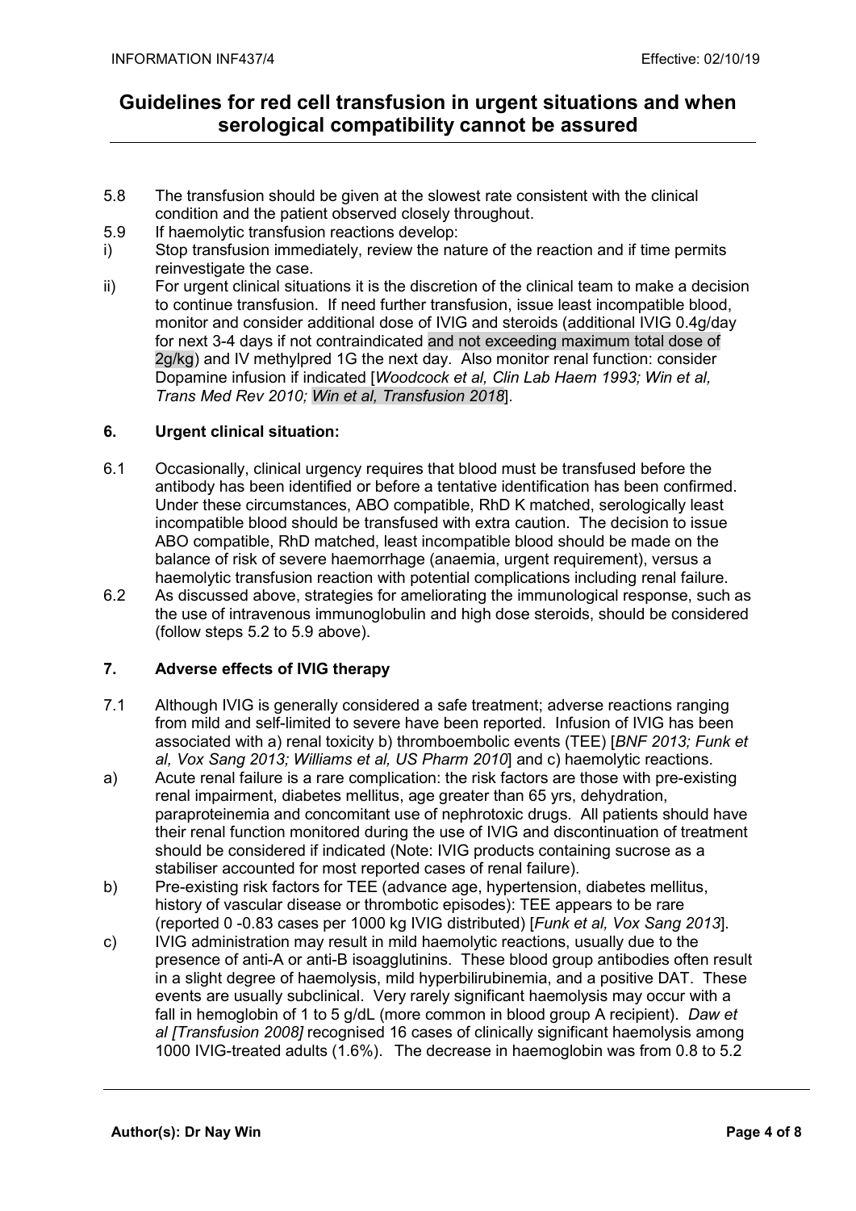5.8 The transfusion should be given at the slowest rate consistent with the clinical condition and the patient observed closely throughout.

5.9 If haemolytic transfusion reactions develop:

i) Stop transfusion immediately, review the nature of the reaction and if time permits reinvestigate the case.

ii) For urgent clinical situations it is the discretion of the clinical team to make a decision to continue transfusion. If need further transfusion, issue least incompatible blood, monitor and consider additional dose of IVIG and steroids (additional IVIG 0.4g/day for next 3-4 days if not contraindicated and not exceeding maximum total dose of 2g/kg) and IV methylpred 1G the next day. Also monitor renal function: consider Dopamine infusion if indicated [*Woodcock et al, Clin Lab Haem 1993; Win et al, Trans Med Rev 2010; Win et al, Transfusion 2018*].

### 6. Urgent clinical situation:

6.1 Occasionally, clinical urgency requires that blood must be transfused before the antibody has been identified or before a tentative identification has been confirmed. Under these circumstances, ABO compatible, RhD K matched, serologically least incompatible blood should be transfused with extra caution. The decision to issue ABO compatible, RhD matched, least incompatible blood should be made on the balance of risk of severe haemorrhage (anaemia, urgent requirement), versus a haemolytic transfusion reaction with potential complications including renal failure.

6.2 As discussed above, strategies for ameliorating the immunological response, such as the use of intravenous immunoglobulin and high dose steroids, should be considered (follow steps 5.2 to 5.9 above).

### 7. Adverse effects of IVIG therapy

7.1 Although IVIG is generally considered a safe treatment; adverse reactions ranging from mild and self-limited to severe have been reported. Infusion of IVIG has been associated with a) renal toxicity b) thromboembolic events (TEE) [*BNF 2013; Funk et al, Vox Sang 2013; Williams et al, US Pharm 2010*] and c) haemolytic reactions.

a) Acute renal failure is a rare complication: the risk factors are those with pre-existing renal impairment, diabetes mellitus, age greater than 65 yrs, dehydration, paraproteinemia and concomitant use of nephrotoxic drugs. All patients should have their renal function monitored during the use of IVIG and discontinuation of treatment should be considered if indicated (Note: IVIG products containing sucrose as a stabiliser accounted for most reported cases of renal failure).

b) Pre-existing risk factors for TEE (advance age, hypertension, diabetes mellitus, history of vascular disease or thrombotic episodes): TEE appears to be rare (reported 0 -0.83 cases per 1000 kg IVIG distributed) [*Funk et al, Vox Sang 2013*].

c) IVIG administration may result in mild haemolytic reactions, usually due to the presence of anti-A or anti-B isoagglutinins. These blood group antibodies often result in a slight degree of haemolysis, mild hyperbilirubinemia, and a positive DAT. These events are usually subclinical. Very rarely significant haemolysis may occur with a fall in hemoglobin of 1 to 5 g/dL (more common in blood group A recipient). *Daw et al [Transfusion 2008]* recognised 16 cases of clinically significant haemolysis among 1000 IVIG-treated adults (1.6%). The decrease in haemoglobin was from 0.8 to 5.2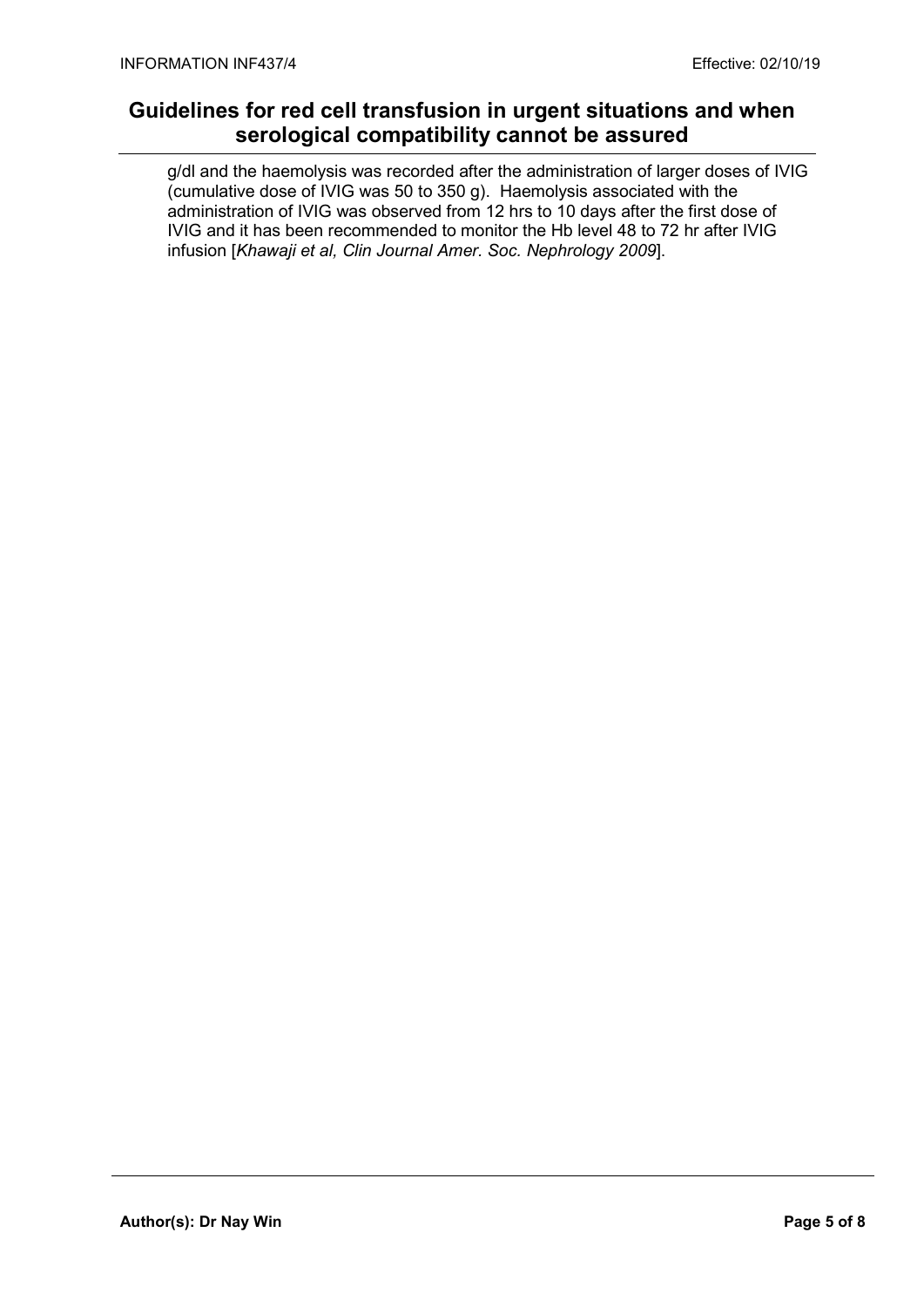g/dl and the haemolysis was recorded after the administration of larger doses of IVIG (cumulative dose of IVIG was 50 to 350 g). Haemolysis associated with the administration of IVIG was observed from 12 hrs to 10 days after the first dose of IVIG and it has been recommended to monitor the Hb level 48 to 72 hr after IVIG infusion [*Khawaji et al, Clin Journal Amer. Soc. Nephrology 2009*].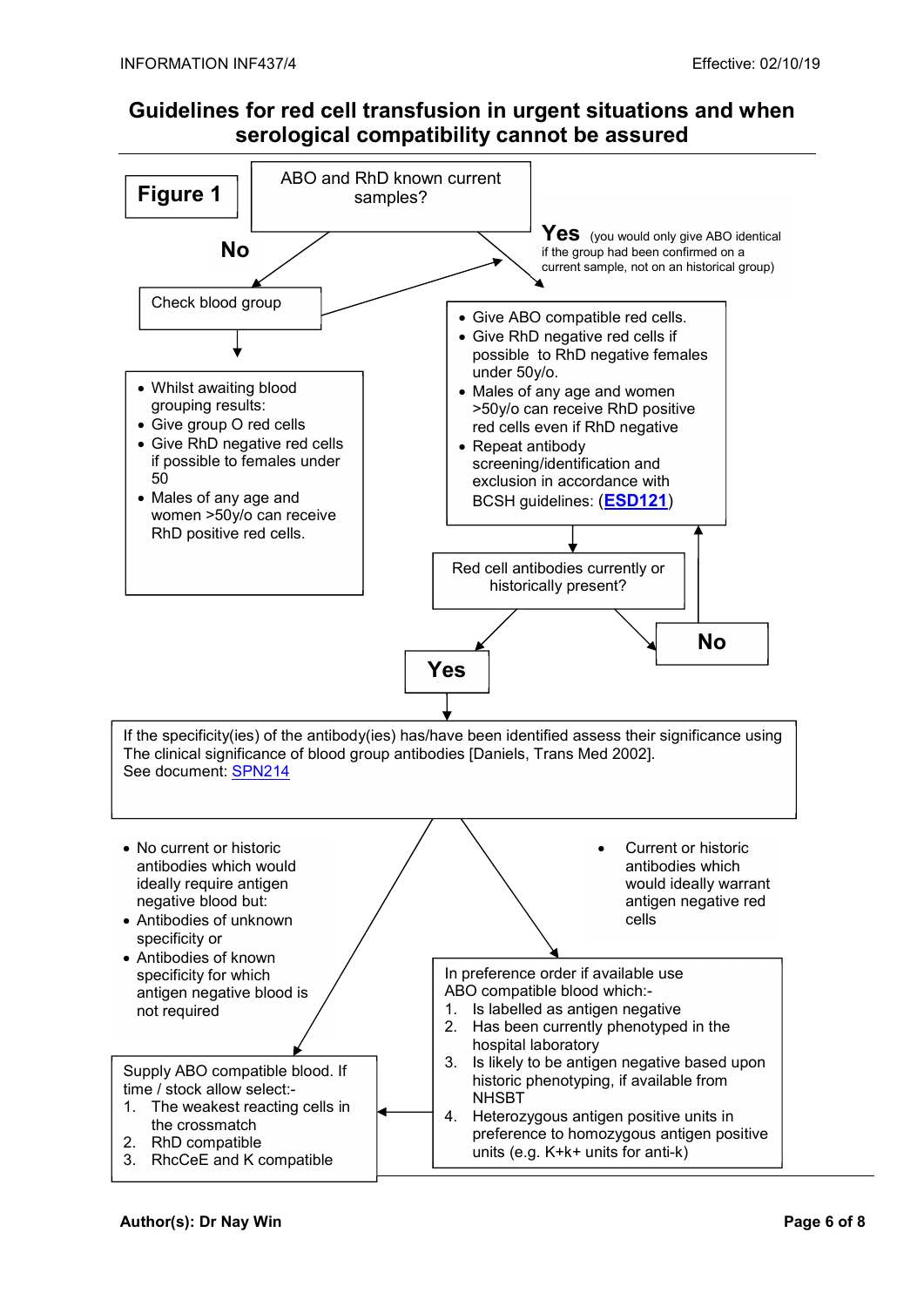# Guidelines for red cell transfusion in urgent situations and when serological compatibility cannot be assured

**Figure 1**

ABO and RhD known current samples?

**No**

Check blood group

- Whilst awaiting blood grouping results:
- Give group O red cells
- Give RhD negative red cells if possible to females under 50
- Males of any age and women >50y/o can receive RhD positive red cells.

**Yes** (you would only give ABO identical if the group had been confirmed on a current sample, not on an historical group)

- Give ABO compatible red cells.
- Give RhD negative red cells if possible to RhD negative females under 50y/o.
- Males of any age and women >50y/o can receive RhD positive red cells even if RhD negative
- Repeat antibody screening/identification and exclusion in accordance with BCSH guidelines: (**ESD121**)

Red cell antibodies currently or historically present?

**No**

**Yes**

If the specificity(ies) of the antibody(ies) has/have been identified assess their significance using The clinical significance of blood group antibodies [Daniels, Trans Med 2002].
See document: SPN214

- No current or historic antibodies which would ideally require antigen negative blood but:
- Antibodies of unknown specificity or
- Antibodies of known specificity for which antigen negative blood is not required

Supply ABO compatible blood. If time / stock allow select:-

1. The weakest reacting cells in the crossmatch
2. RhD compatible
3. RhcCeE and K compatible

- Current or historic antibodies which would ideally warrant antigen negative red cells

In preference order if available use ABO compatible blood which:-

1. Is labelled as antigen negative
2. Has been currently phenotyped in the hospital laboratory
3. Is likely to be antigen negative based upon historic phenotyping, if available from NHSBT
4. Heterozygous antigen positive units in preference to homozygous antigen positive units (e.g. K+k+ units for anti-k)

**Author(s): Dr Nay Win**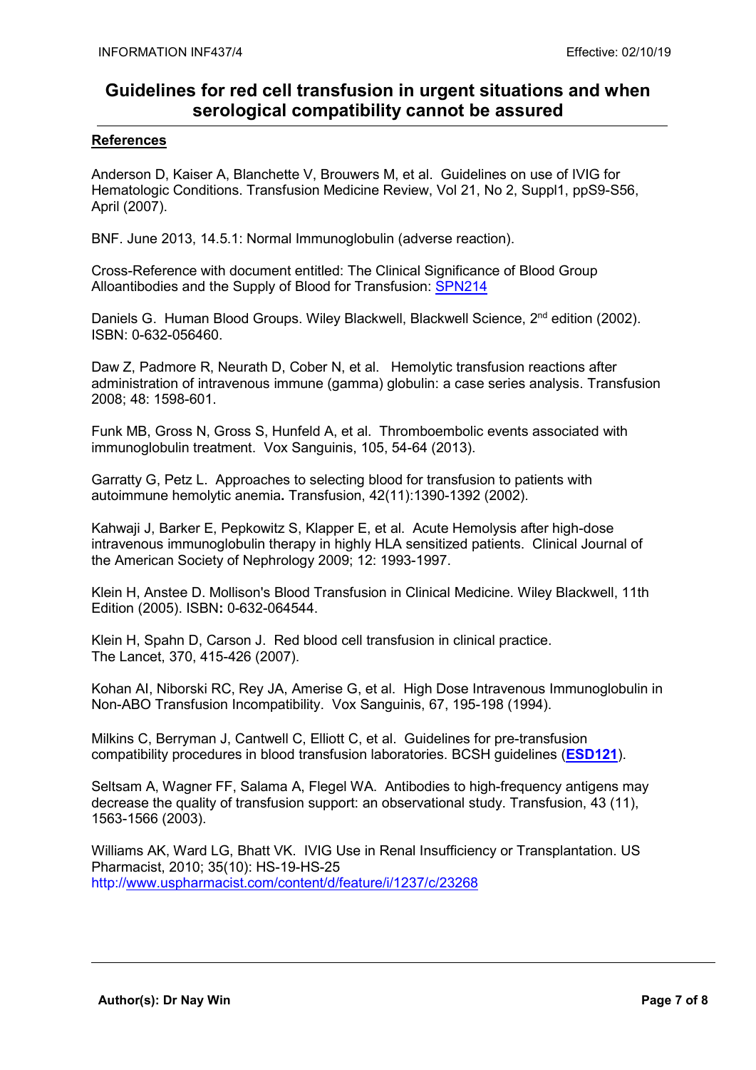# Guidelines for red cell transfusion in urgent situations and when serological compatibility cannot be assured

**References**

Anderson D, Kaiser A, Blanchette V, Brouwers M, et al. Guidelines on use of IVIG for Hematologic Conditions. Transfusion Medicine Review, Vol 21, No 2, Suppl1, ppS9-S56, April (2007).

BNF. June 2013, 14.5.1: Normal Immunoglobulin (adverse reaction).

Cross-Reference with document entitled: The Clinical Significance of Blood Group Alloantibodies and the Supply of Blood for Transfusion: SPN214

Daniels G. Human Blood Groups. Wiley Blackwell, Blackwell Science, 2nd edition (2002). ISBN: 0-632-056460.

Daw Z, Padmore R, Neurath D, Cober N, et al. Hemolytic transfusion reactions after administration of intravenous immune (gamma) globulin: a case series analysis. Transfusion 2008; 48: 1598-601.

Funk MB, Gross N, Gross S, Hunfeld A, et al. Thromboembolic events associated with immunoglobulin treatment. Vox Sanguinis, 105, 54-64 (2013).

Garratty G, Petz L. Approaches to selecting blood for transfusion to patients with autoimmune hemolytic anemia**.** Transfusion, 42(11):1390-1392 (2002).

Kahwaji J, Barker E, Pepkowitz S, Klapper E, et al. Acute Hemolysis after high-dose intravenous immunoglobulin therapy in highly HLA sensitized patients. Clinical Journal of the American Society of Nephrology 2009; 12: 1993-1997.

Klein H, Anstee D. Mollison's Blood Transfusion in Clinical Medicine. Wiley Blackwell, 11th Edition (2005). ISBN**:** 0-632-064544.

Klein H, Spahn D, Carson J. Red blood cell transfusion in clinical practice. The Lancet, 370, 415-426 (2007).

Kohan AI, Niborski RC, Rey JA, Amerise G, et al. High Dose Intravenous Immunoglobulin in Non-ABO Transfusion Incompatibility. Vox Sanguinis, 67, 195-198 (1994).

Milkins C, Berryman J, Cantwell C, Elliott C, et al. Guidelines for pre-transfusion compatibility procedures in blood transfusion laboratories. BCSH guidelines (**ESD121**).

Seltsam A, Wagner FF, Salama A, Flegel WA. Antibodies to high-frequency antigens may decrease the quality of transfusion support: an observational study. Transfusion, 43 (11), 1563-1566 (2003).

Williams AK, Ward LG, Bhatt VK. IVIG Use in Renal Insufficiency or Transplantation. US Pharmacist, 2010; 35(10): HS-19-HS-25
http://www.uspharmacist.com/content/d/feature/i/1237/c/23268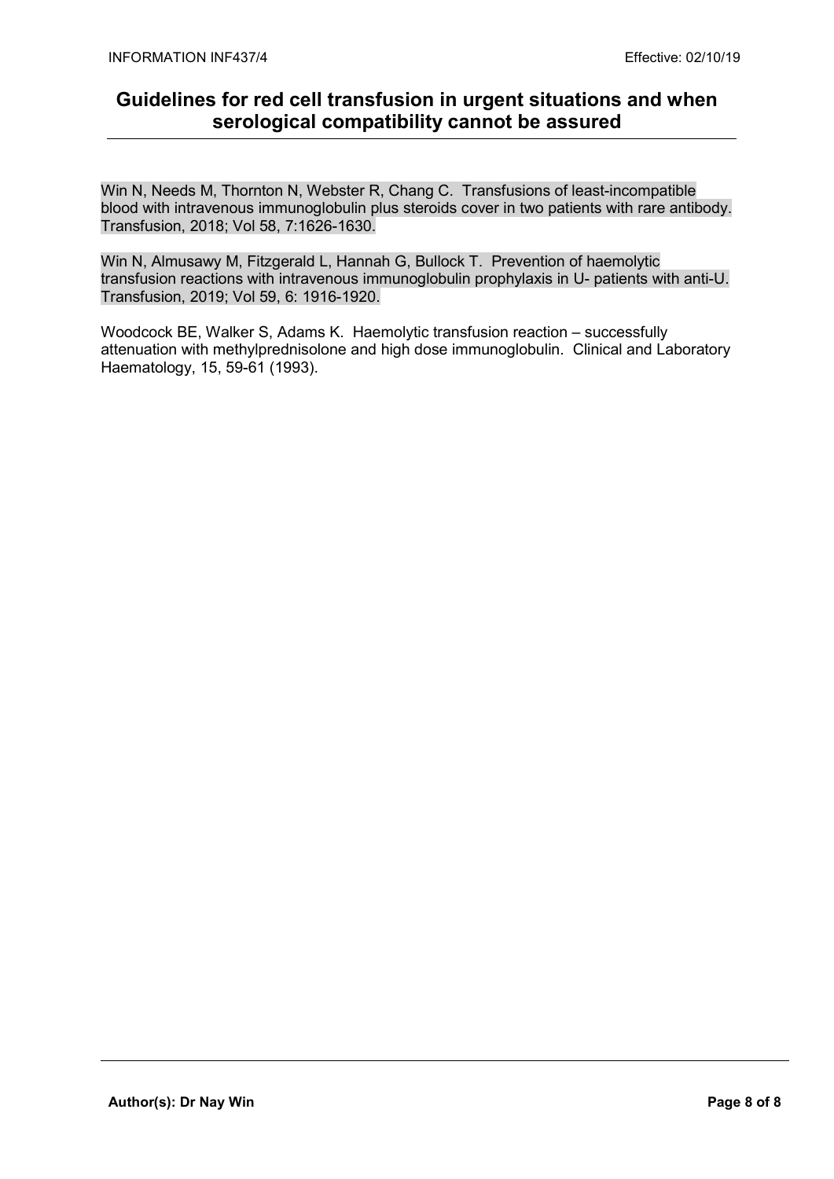Win N, Needs M, Thornton N, Webster R, Chang C. Transfusions of least-incompatible blood with intravenous immunoglobulin plus steroids cover in two patients with rare antibody. Transfusion, 2018; Vol 58, 7:1626-1630.

Win N, Almusawy M, Fitzgerald L, Hannah G, Bullock T. Prevention of haemolytic transfusion reactions with intravenous immunoglobulin prophylaxis in U- patients with anti-U. Transfusion, 2019; Vol 59, 6: 1916-1920.

Woodcock BE, Walker S, Adams K. Haemolytic transfusion reaction – successfully attenuation with methylprednisolone and high dose immunoglobulin. Clinical and Laboratory Haematology, 15, 59-61 (1993).